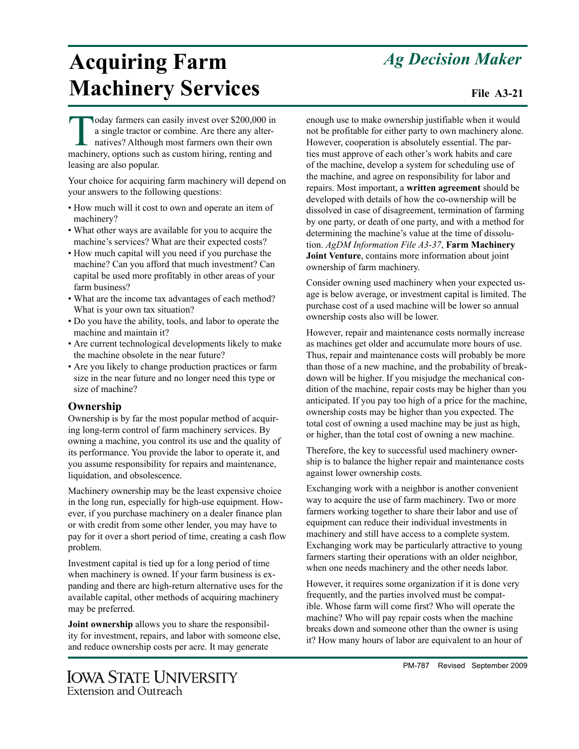# Acquiring Farm Machinery Services

*Ag Decision Maker*

**File A3-21**

Today farmers can easily invest over $200,000 in a single tractor or combine. Are there any alternatives? Although most farmers own their own machinery, options such as custom hiring, renting and leasing are also popular.

Your choice for acquiring farm machinery will depend on your answers to the following questions:

- How much will it cost to own and operate an item of machinery?
- What other ways are available for you to acquire the machine's services? What are their expected costs?
- How much capital will you need if you purchase the machine? Can you afford that much investment? Can capital be used more profitably in other areas of your farm business?
- What are the income tax advantages of each method? What is your own tax situation?
- Do you have the ability, tools, and labor to operate the machine and maintain it?
- Are current technological developments likely to make the machine obsolete in the near future?
- Are you likely to change production practices or farm size in the near future and no longer need this type or size of machine?

## Ownership

Ownership is by far the most popular method of acquiring long-term control of farm machinery services. By owning a machine, you control its use and the quality of its performance. You provide the labor to operate it, and you assume responsibility for repairs and maintenance, liquidation, and obsolescence.

Machinery ownership may be the least expensive choice in the long run, especially for high-use equipment. However, if you purchase machinery on a dealer finance plan or with credit from some other lender, you may have to pay for it over a short period of time, creating a cash flow problem.

Investment capital is tied up for a long period of time when machinery is owned. If your farm business is expanding and there are high-return alternative uses for the available capital, other methods of acquiring machinery may be preferred.

**Joint ownership** allows you to share the responsibility for investment, repairs, and labor with someone else, and reduce ownership costs per acre. It may generate enough use to make ownership justifiable when it would not be profitable for either party to own machinery alone. However, cooperation is absolutely essential. The parties must approve of each other's work habits and care of the machine, develop a system for scheduling use of the machine, and agree on responsibility for labor and repairs. Most important, a **written agreement** should be developed with details of how the co-ownership will be dissolved in case of disagreement, termination of farming by one party, or death of one party, and with a method for determining the machine's value at the time of dissolution. *AgDM Information File A3-37*, **Farm Machinery Joint Venture**, contains more information about joint ownership of farm machinery.

Consider owning used machinery when your expected usage is below average, or investment capital is limited. The purchase cost of a used machine will be lower so annual ownership costs also will be lower.

However, repair and maintenance costs normally increase as machines get older and accumulate more hours of use. Thus, repair and maintenance costs will probably be more than those of a new machine, and the probability of breakdown will be higher. If you misjudge the mechanical condition of the machine, repair costs may be higher than you anticipated. If you pay too high of a price for the machine, ownership costs may be higher than you expected. The total cost of owning a used machine may be just as high, or higher, than the total cost of owning a new machine.

Therefore, the key to successful used machinery ownership is to balance the higher repair and maintenance costs against lower ownership costs.

Exchanging work with a neighbor is another convenient way to acquire the use of farm machinery. Two or more farmers working together to share their labor and use of equipment can reduce their individual investments in machinery and still have access to a complete system. Exchanging work may be particularly attractive to young farmers starting their operations with an older neighbor, when one needs machinery and the other needs labor.

However, it requires some organization if it is done very frequently, and the parties involved must be compatible. Whose farm will come first? Who will operate the machine? Who will pay repair costs when the machine breaks down and someone other than the owner is using it? How many hours of labor are equivalent to an hour of

PM-787 Revised September 2009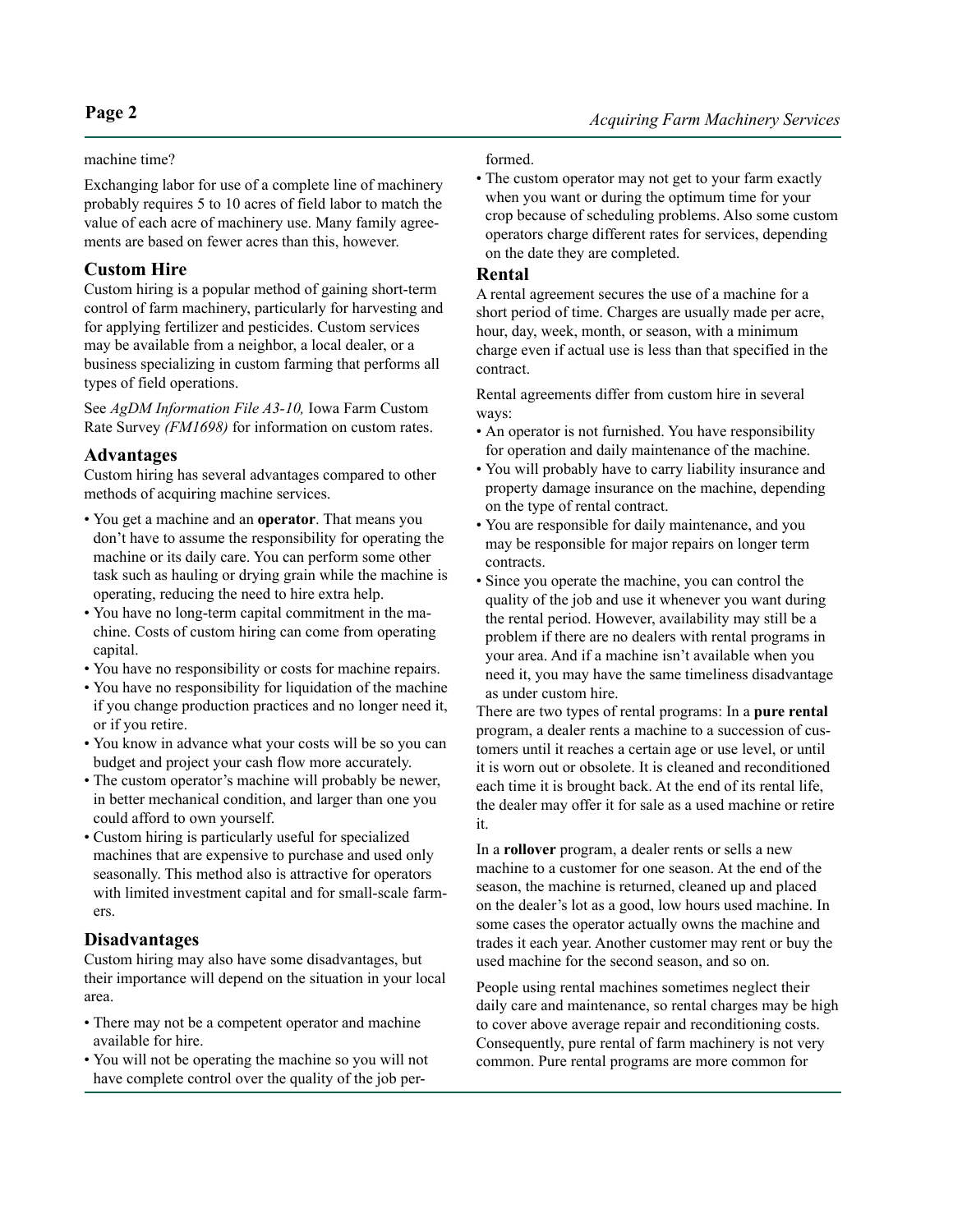machine time?

Exchanging labor for use of a complete line of machinery probably requires 5 to 10 acres of field labor to match the value of each acre of machinery use. Many family agreements are based on fewer acres than this, however.

## Custom Hire

Custom hiring is a popular method of gaining short-term control of farm machinery, particularly for harvesting and for applying fertilizer and pesticides. Custom services may be available from a neighbor, a local dealer, or a business specializing in custom farming that performs all types of field operations.

See *AgDM Information File A3-10,* Iowa Farm Custom Rate Survey *(FM1698)* for information on custom rates.

### Advantages

Custom hiring has several advantages compared to other methods of acquiring machine services.

- You get a machine and an **operator**. That means you don't have to assume the responsibility for operating the machine or its daily care. You can perform some other task such as hauling or drying grain while the machine is operating, reducing the need to hire extra help.
- You have no long-term capital commitment in the machine. Costs of custom hiring can come from operating capital.
- You have no responsibility or costs for machine repairs.
- You have no responsibility for liquidation of the machine if you change production practices and no longer need it, or if you retire.
- You know in advance what your costs will be so you can budget and project your cash flow more accurately.
- The custom operator's machine will probably be newer, in better mechanical condition, and larger than one you could afford to own yourself.
- Custom hiring is particularly useful for specialized machines that are expensive to purchase and used only seasonally. This method also is attractive for operators with limited investment capital and for small-scale farmers.

### Disadvantages

Custom hiring may also have some disadvantages, but their importance will depend on the situation in your local area.

- There may not be a competent operator and machine available for hire.
- You will not be operating the machine so you will not have complete control over the quality of the job performed.
- The custom operator may not get to your farm exactly when you want or during the optimum time for your crop because of scheduling problems. Also some custom operators charge different rates for services, depending on the date they are completed.

## Rental

A rental agreement secures the use of a machine for a short period of time. Charges are usually made per acre, hour, day, week, month, or season, with a minimum charge even if actual use is less than that specified in the contract.

Rental agreements differ from custom hire in several ways:

- An operator is not furnished. You have responsibility for operation and daily maintenance of the machine.
- You will probably have to carry liability insurance and property damage insurance on the machine, depending on the type of rental contract.
- You are responsible for daily maintenance, and you may be responsible for major repairs on longer term contracts.
- Since you operate the machine, you can control the quality of the job and use it whenever you want during the rental period. However, availability may still be a problem if there are no dealers with rental programs in your area. And if a machine isn't available when you need it, you may have the same timeliness disadvantage as under custom hire.

There are two types of rental programs: In a **pure rental** program, a dealer rents a machine to a succession of customers until it reaches a certain age or use level, or until it is worn out or obsolete. It is cleaned and reconditioned each time it is brought back. At the end of its rental life, the dealer may offer it for sale as a used machine or retire it.

In a **rollover** program, a dealer rents or sells a new machine to a customer for one season. At the end of the season, the machine is returned, cleaned up and placed on the dealer's lot as a good, low hours used machine. In some cases the operator actually owns the machine and trades it each year. Another customer may rent or buy the used machine for the second season, and so on.

People using rental machines sometimes neglect their daily care and maintenance, so rental charges may be high to cover above average repair and reconditioning costs. Consequently, pure rental of farm machinery is not very common. Pure rental programs are more common for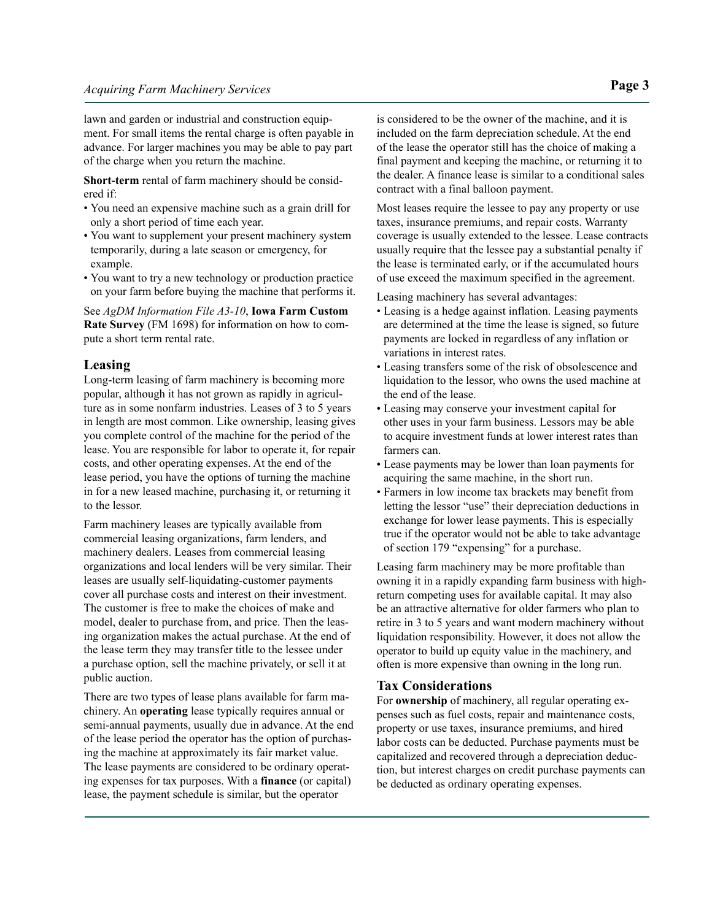lawn and garden or industrial and construction equipment. For small items the rental charge is often payable in advance. For larger machines you may be able to pay part of the charge when you return the machine.

**Short-term** rental of farm machinery should be considered if:

- You need an expensive machine such as a grain drill for only a short period of time each year.
- You want to supplement your present machinery system temporarily, during a late season or emergency, for example.
- You want to try a new technology or production practice on your farm before buying the machine that performs it.

See *AgDM Information File A3-10*, **Iowa Farm Custom Rate Survey** (FM 1698) for information on how to compute a short term rental rate.

## Leasing

Long-term leasing of farm machinery is becoming more popular, although it has not grown as rapidly in agriculture as in some nonfarm industries. Leases of 3 to 5 years in length are most common. Like ownership, leasing gives you complete control of the machine for the period of the lease. You are responsible for labor to operate it, for repair costs, and other operating expenses. At the end of the lease period, you have the options of turning the machine in for a new leased machine, purchasing it, or returning it to the lessor.

Farm machinery leases are typically available from commercial leasing organizations, farm lenders, and machinery dealers. Leases from commercial leasing organizations and local lenders will be very similar. Their leases are usually self-liquidating-customer payments cover all purchase costs and interest on their investment. The customer is free to make the choices of make and model, dealer to purchase from, and price. Then the leasing organization makes the actual purchase. At the end of the lease term they may transfer title to the lessee under a purchase option, sell the machine privately, or sell it at public auction.

There are two types of lease plans available for farm machinery. An **operating** lease typically requires annual or semi-annual payments, usually due in advance. At the end of the lease period the operator has the option of purchasing the machine at approximately its fair market value. The lease payments are considered to be ordinary operating expenses for tax purposes. With a **finance** (or capital) lease, the payment schedule is similar, but the operator is considered to be the owner of the machine, and it is included on the farm depreciation schedule. At the end of the lease the operator still has the choice of making a final payment and keeping the machine, or returning it to the dealer. A finance lease is similar to a conditional sales contract with a final balloon payment.

Most leases require the lessee to pay any property or use taxes, insurance premiums, and repair costs. Warranty coverage is usually extended to the lessee. Lease contracts usually require that the lessee pay a substantial penalty if the lease is terminated early, or if the accumulated hours of use exceed the maximum specified in the agreement.

Leasing machinery has several advantages:

- Leasing is a hedge against inflation. Leasing payments are determined at the time the lease is signed, so future payments are locked in regardless of any inflation or variations in interest rates.
- Leasing transfers some of the risk of obsolescence and liquidation to the lessor, who owns the used machine at the end of the lease.
- Leasing may conserve your investment capital for other uses in your farm business. Lessors may be able to acquire investment funds at lower interest rates than farmers can.
- Lease payments may be lower than loan payments for acquiring the same machine, in the short run.
- Farmers in low income tax brackets may benefit from letting the lessor "use" their depreciation deductions in exchange for lower lease payments. This is especially true if the operator would not be able to take advantage of section 179 "expensing" for a purchase.

Leasing farm machinery may be more profitable than owning it in a rapidly expanding farm business with high-return competing uses for available capital. It may also be an attractive alternative for older farmers who plan to retire in 3 to 5 years and want modern machinery without liquidation responsibility. However, it does not allow the operator to build up equity value in the machinery, and often is more expensive than owning in the long run.

## Tax Considerations

For **ownership** of machinery, all regular operating expenses such as fuel costs, repair and maintenance costs, property or use taxes, insurance premiums, and hired labor costs can be deducted. Purchase payments must be capitalized and recovered through a depreciation deduction, but interest charges on credit purchase payments can be deducted as ordinary operating expenses.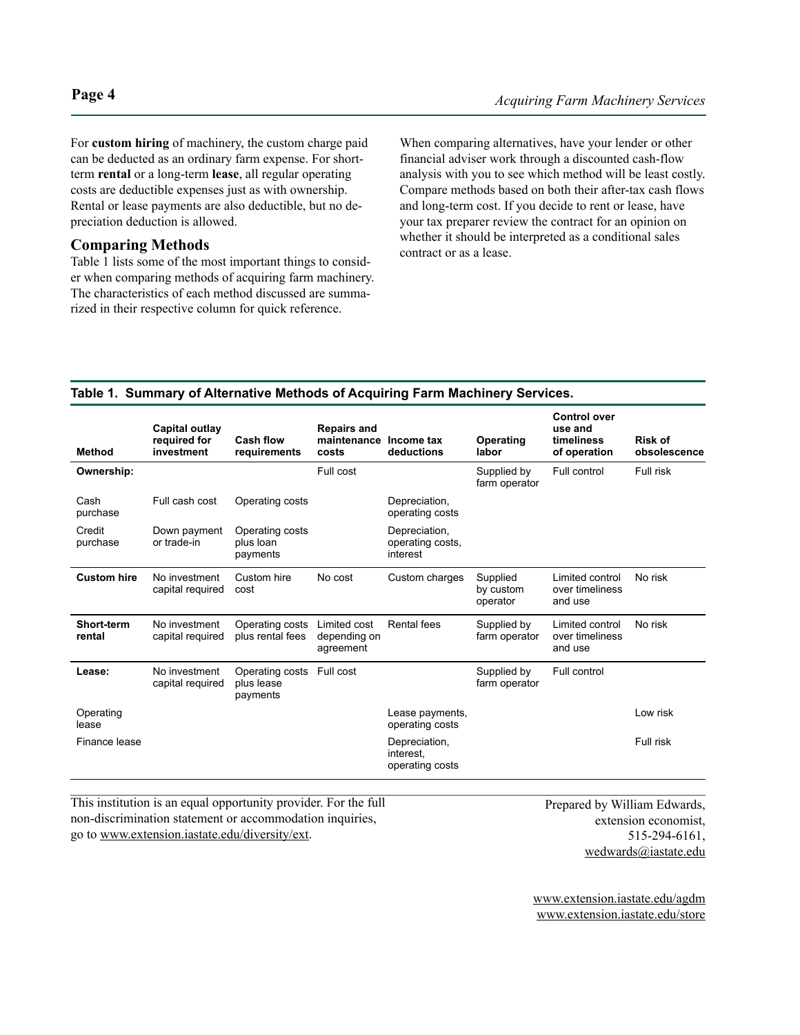For **custom hiring** of machinery, the custom charge paid can be deducted as an ordinary farm expense. For short-term **rental** or a long-term **lease**, all regular operating costs are deductible expenses just as with ownership. Rental or lease payments are also deductible, but no depreciation deduction is allowed.

## Comparing Methods

Table 1 lists some of the most important things to consider when comparing methods of acquiring farm machinery. The characteristics of each method discussed are summarized in their respective column for quick reference.

When comparing alternatives, have your lender or other financial adviser work through a discounted cash-flow analysis with you to see which method will be least costly. Compare methods based on both their after-tax cash flows and long-term cost. If you decide to rent or lease, have your tax preparer review the contract for an opinion on whether it should be interpreted as a conditional sales contract or as a lease.

**Table 1. Summary of Alternative Methods of Acquiring Farm Machinery Services.**

| Method | Capital outlay required for investment | Cash flow requirements | Repairs and maintenance costs | Income tax deductions | Operating labor | Control over use and timeliness of operation | Risk of obsolescence |
|---|---|---|---|---|---|---|---|
| **Ownership:** | | | Full cost | | Supplied by farm operator | Full control | Full risk |
| Cash purchase | Full cash cost | Operating costs | | Depreciation, operating costs | | | |
| Credit purchase | Down payment or trade-in | Operating costs plus loan payments | | Depreciation, operating costs, interest | | | |
| **Custom hire** | No investment capital required | Custom hire cost | No cost | Custom charges | Supplied by custom operator | Limited control over timeliness and use | No risk |
| **Short-term rental** | No investment capital required | Operating costs plus rental fees | Limited cost depending on agreement | Rental fees | Supplied by farm operator | Limited control over timeliness and use | No risk |
| **Lease:** | No investment capital required | Operating costs plus lease payments | Full cost | | Supplied by farm operator | Full control | |
| Operating lease | | | | Lease payments, operating costs | | | Low risk |
| Finance lease | | | | Depreciation, interest, operating costs | | | Full risk |

This institution is an equal opportunity provider. For the full non-discrimination statement or accommodation inquiries, go to www.extension.iastate.edu/diversity/ext.

Prepared by William Edwards, extension economist, 515-294-6161, wedwards@iastate.edu

www.extension.iastate.edu/agdm
www.extension.iastate.edu/store